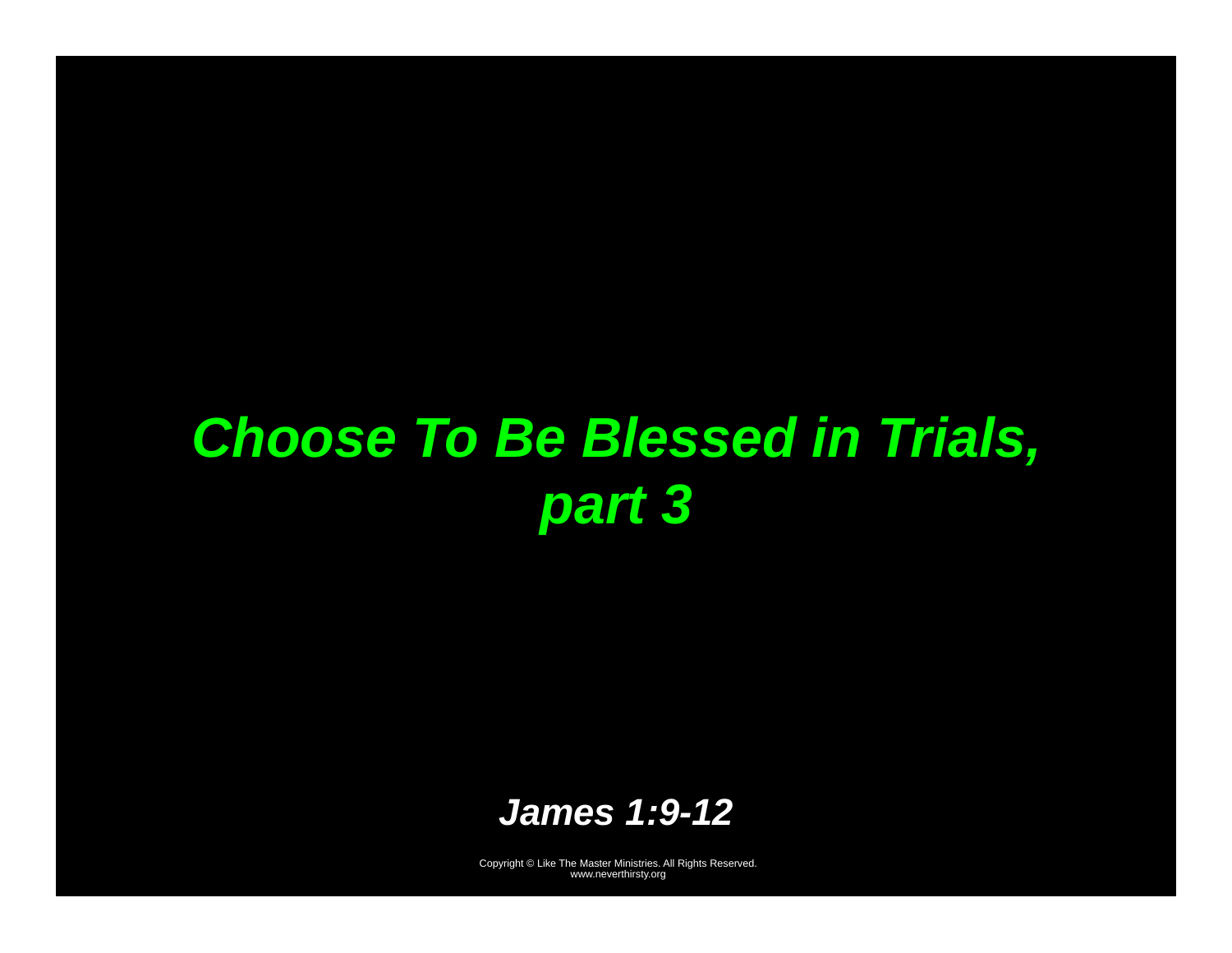# *Choose To Be Blessed in Trials, part 3*

***James 1:9-12***

Copyright © Like The Master Ministries. All Rights Reserved.
www.neverthirsty.org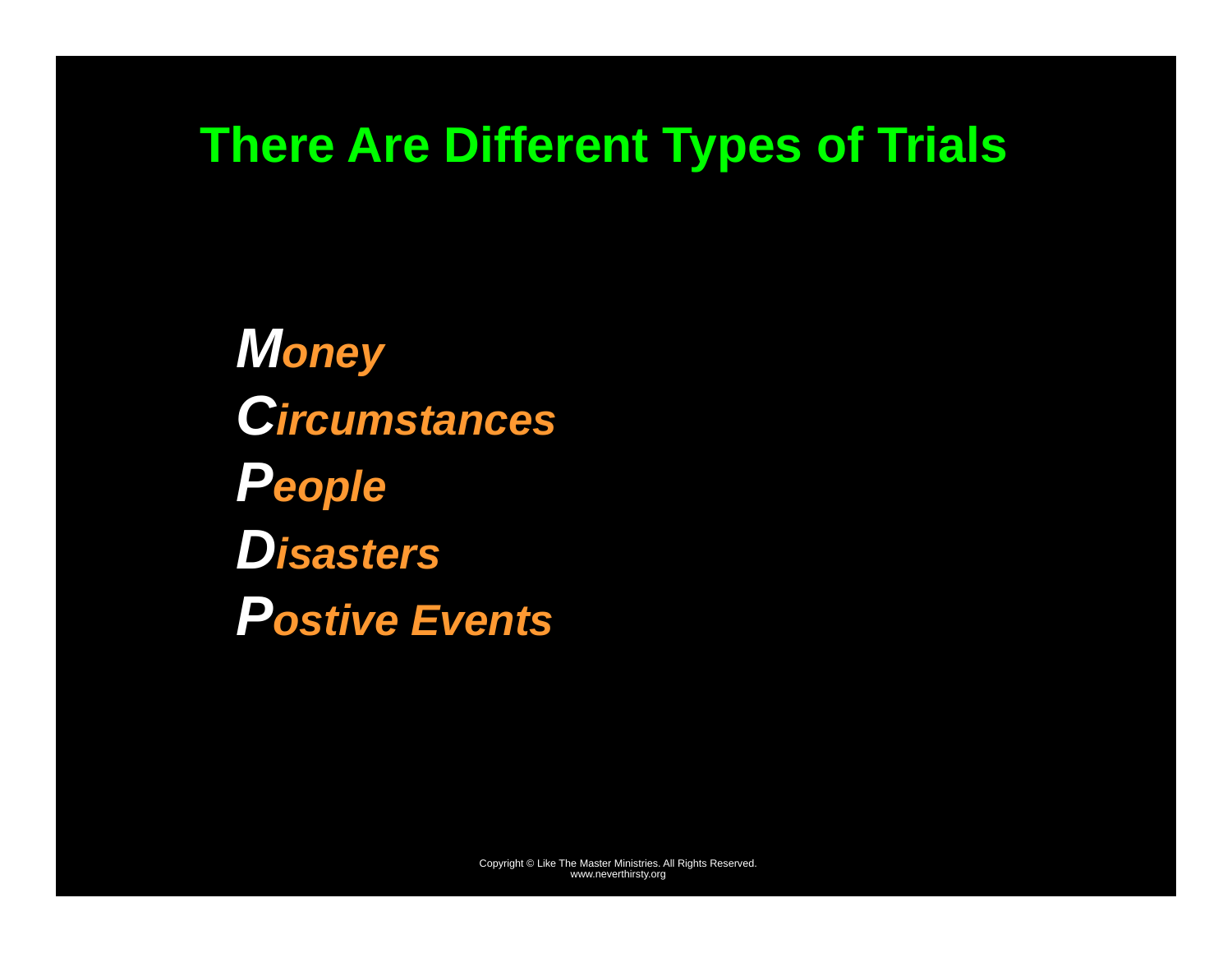# There Are Different Types of Trials

***M**oney*
***C**ircumstances*
***P**eople*
***D**isasters*
***P**ostive Events*

Copyright © Like The Master Ministries. All Rights Reserved.
www.neverthirsty.org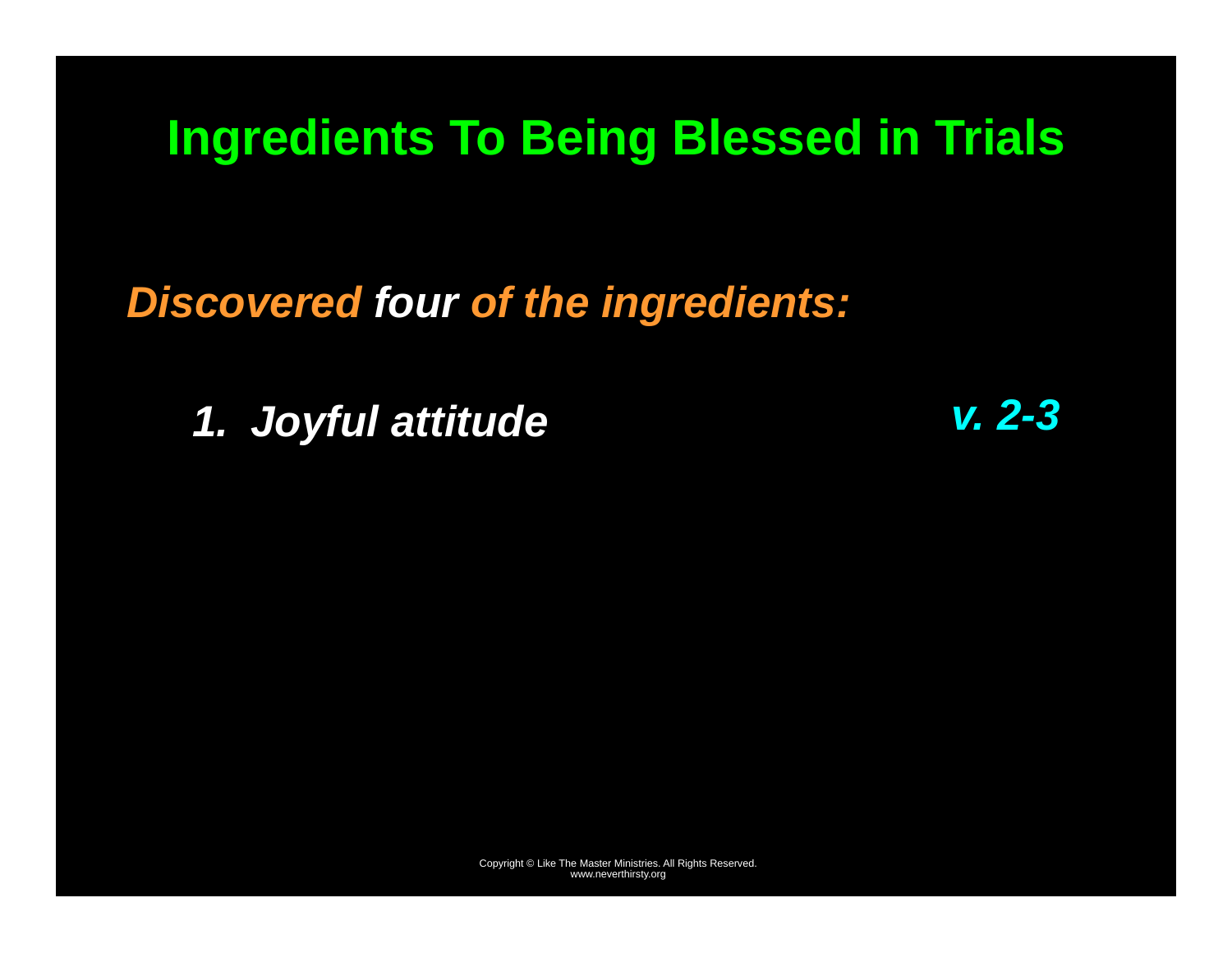# Ingredients To Being Blessed in Trials

***Discovered four of the ingredients:***

***1. Joyful attitude*** ***v. 2-3***

Copyright © Like The Master Ministries. All Rights Reserved.
www.neverthirsty.org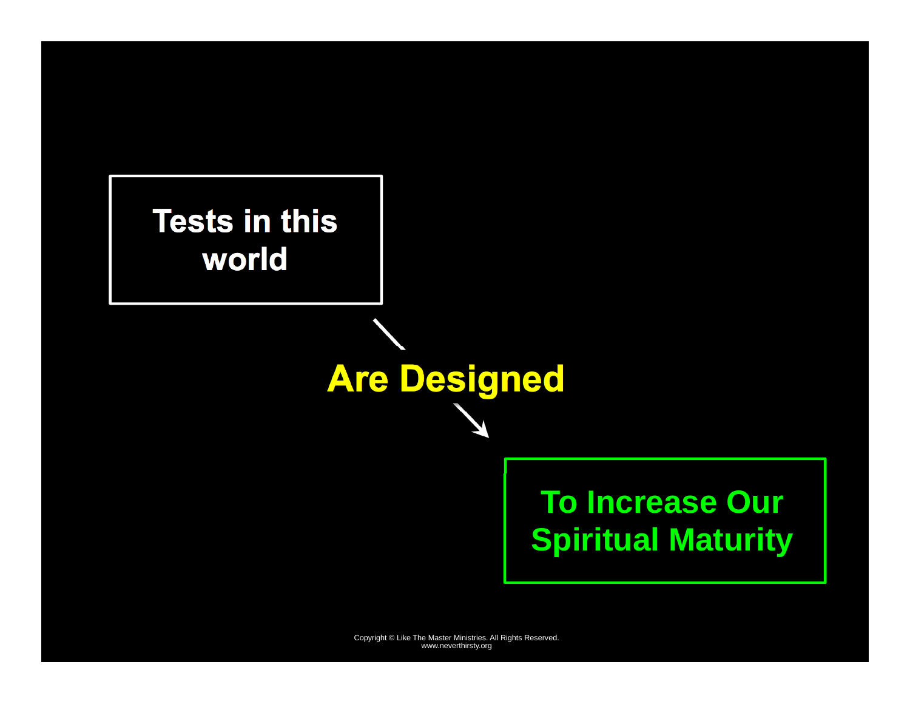**Tests in this world**

**Are Designed**

**To Increase Our Spiritual Maturity**

Copyright © Like The Master Ministries. All Rights Reserved.
www.neverthirsty.org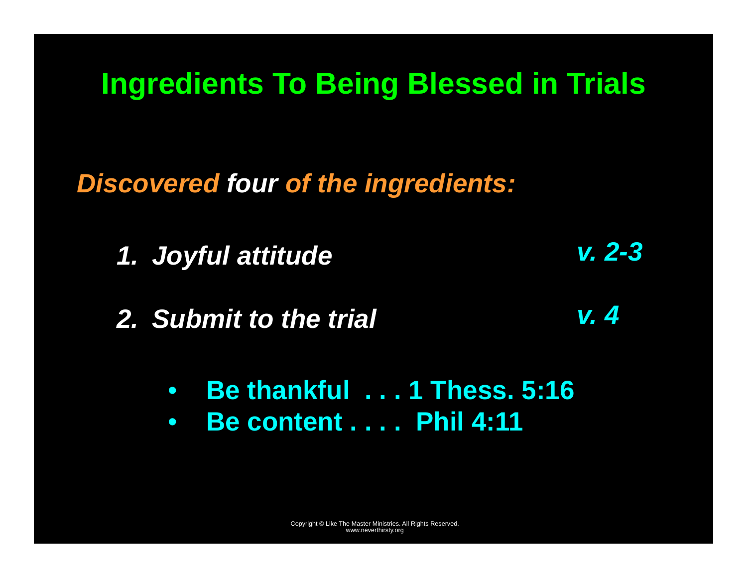# Ingredients To Being Blessed in Trials

***Discovered four of the ingredients:***

1. ***Joyful attitude*** — ***v. 2-3***

2. ***Submit to the trial*** — ***v. 4***

- **Be thankful . . . 1 Thess. 5:16**
- **Be content . . . . Phil 4:11**

Copyright © Like The Master Ministries. All Rights Reserved.
www.neverthirsty.org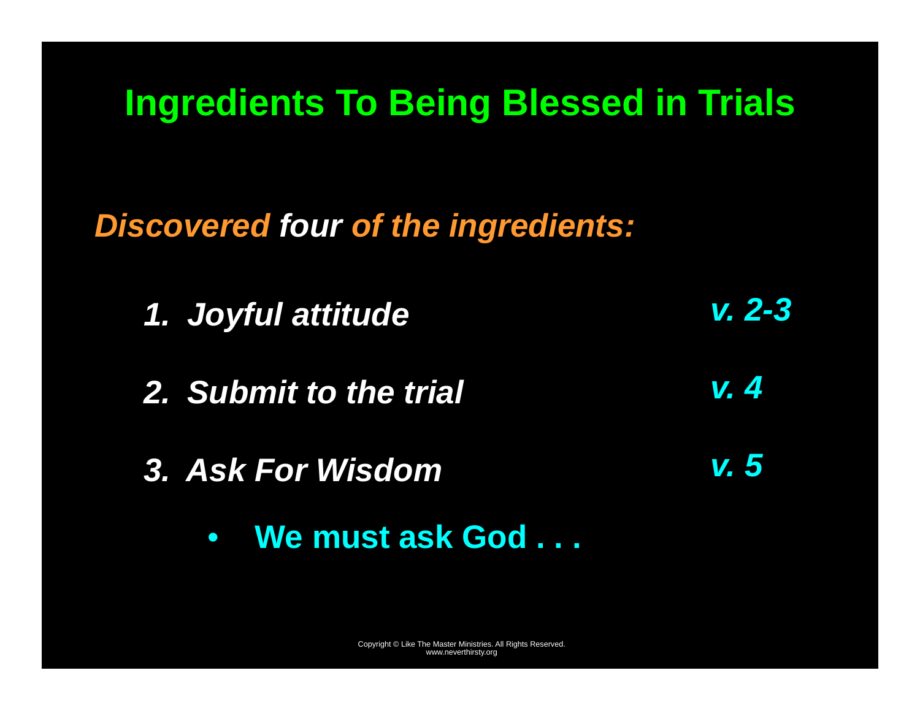# Ingredients To Being Blessed in Trials

*Discovered four of the ingredients:*

1. ***Joyful attitude*** — ***v. 2-3***
2. ***Submit to the trial*** — ***v. 4***
3. ***Ask For Wisdom*** — ***v. 5***
   - **We must ask God . . .**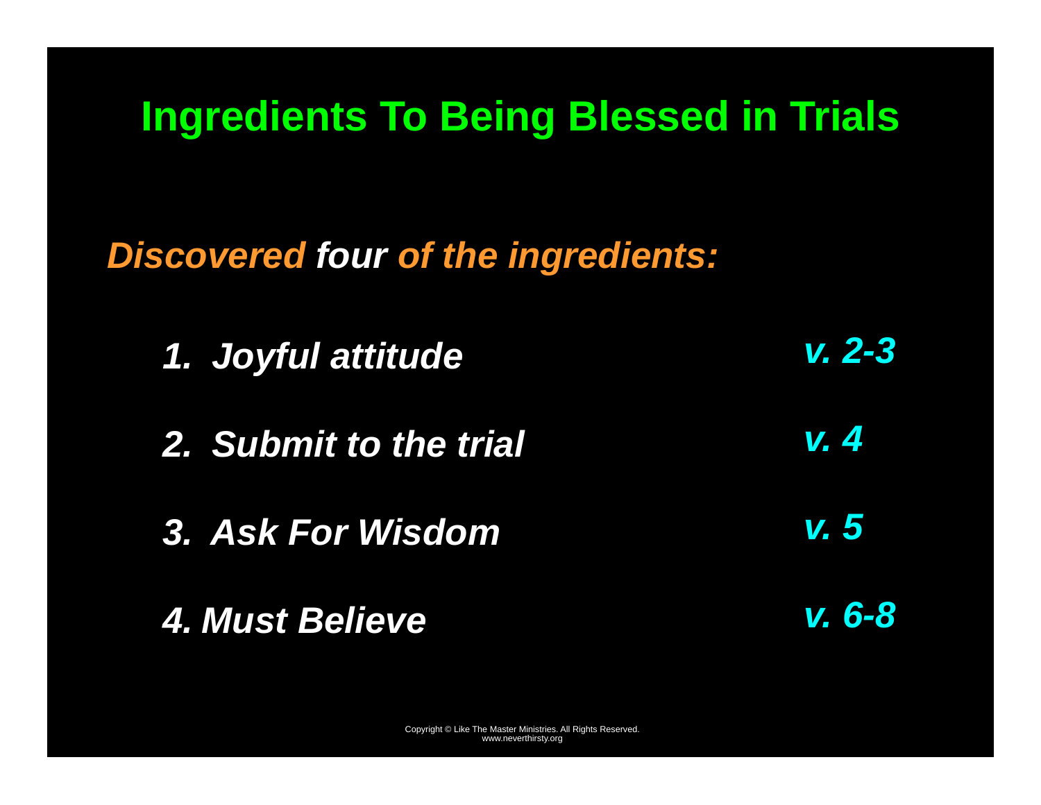# Ingredients To Being Blessed in Trials

***Discovered four of the ingredients:***

1. ***Joyful attitude*** — ***v. 2-3***
2. ***Submit to the trial*** — ***v. 4***
3. ***Ask For Wisdom*** — ***v. 5***
4. ***Must Believe*** — ***v. 6-8***

Copyright © Like The Master Ministries. All Rights Reserved.
www.neverthirsty.org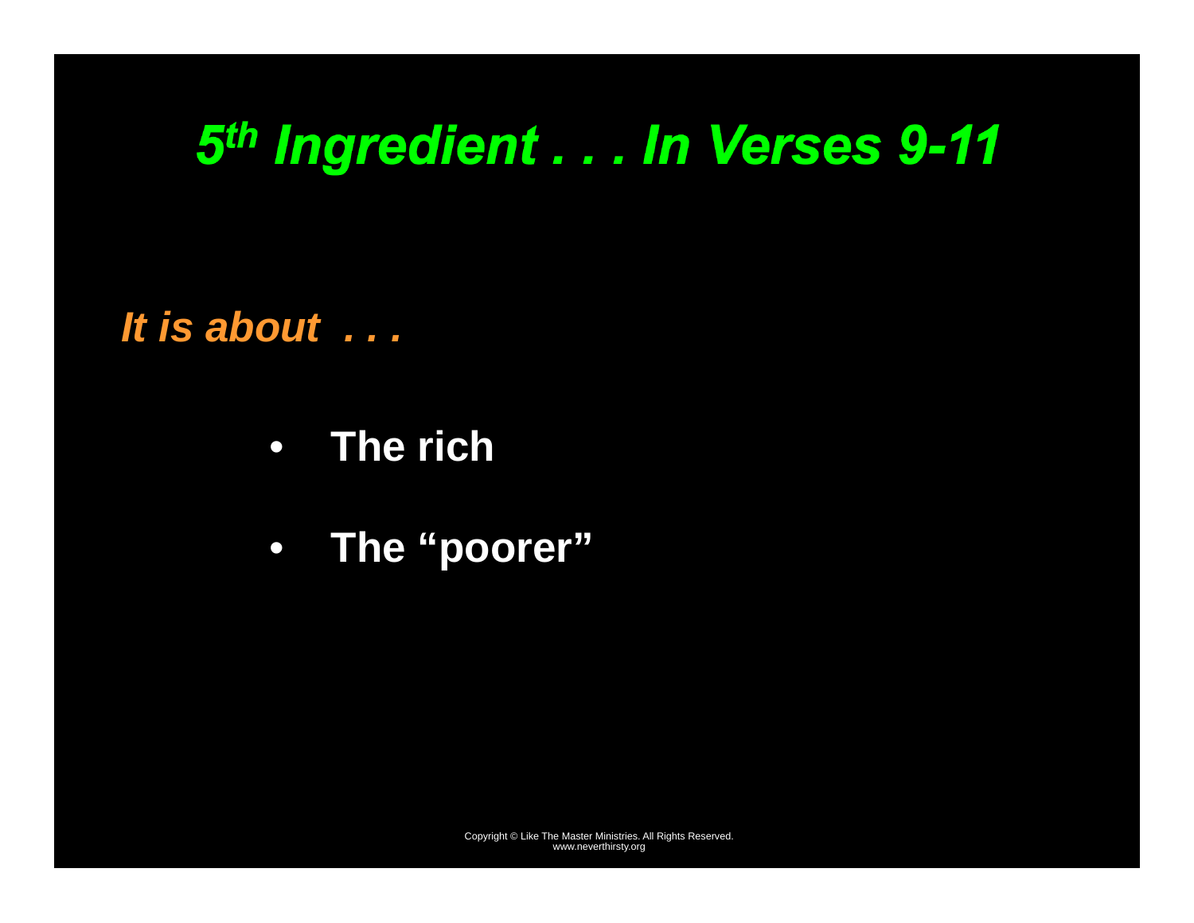# *5th Ingredient . . . In Verses 9-11*

***It is about  . . .***

- **The rich**
- **The "poorer"**

Copyright © Like The Master Ministries. All Rights Reserved.
www.neverthirsty.org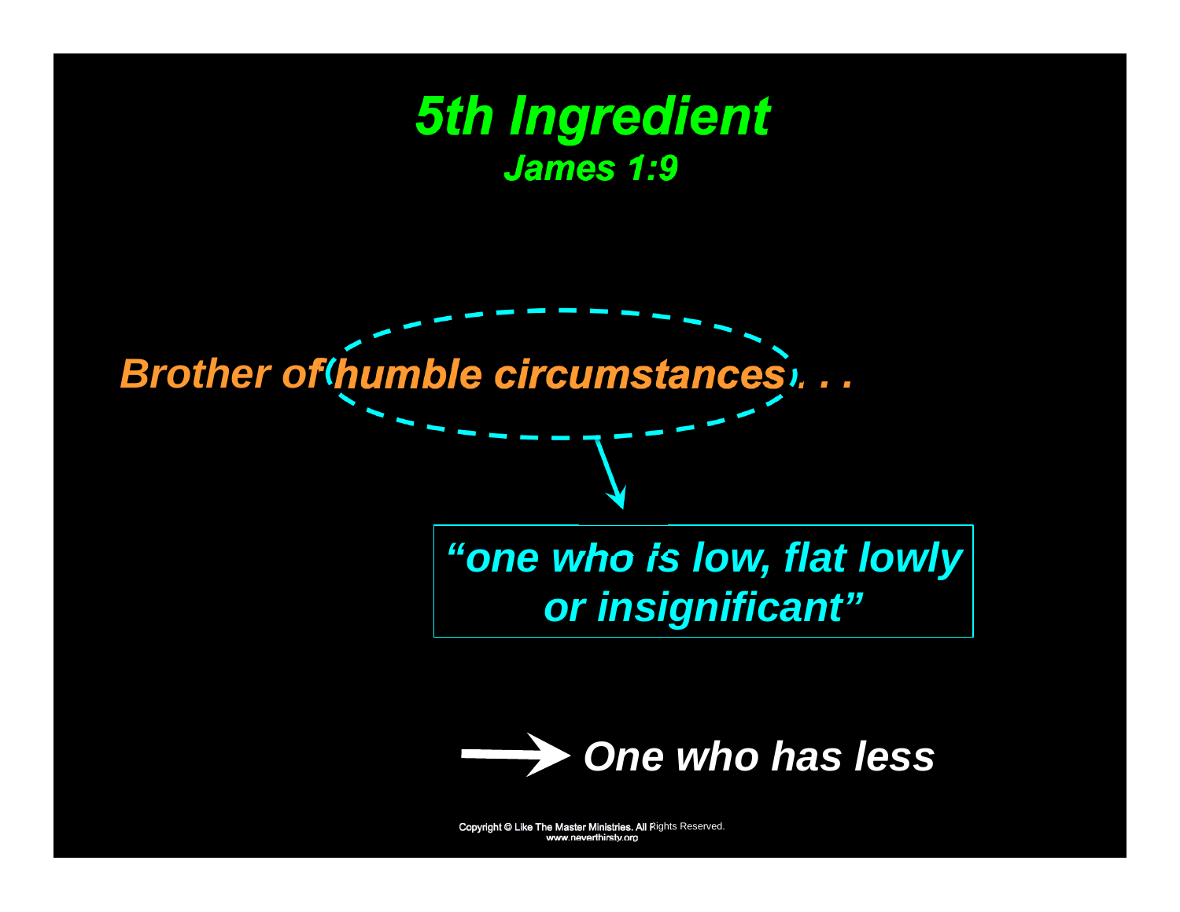# 5th Ingredient

## James 1:9

*Brother of humble circumstances . . .*

*"one who is low, flat lowly or insignificant"*

→ *One who has less*

Copyright © Like The Master Ministries. All Rights Reserved.
www.neverthirsty.org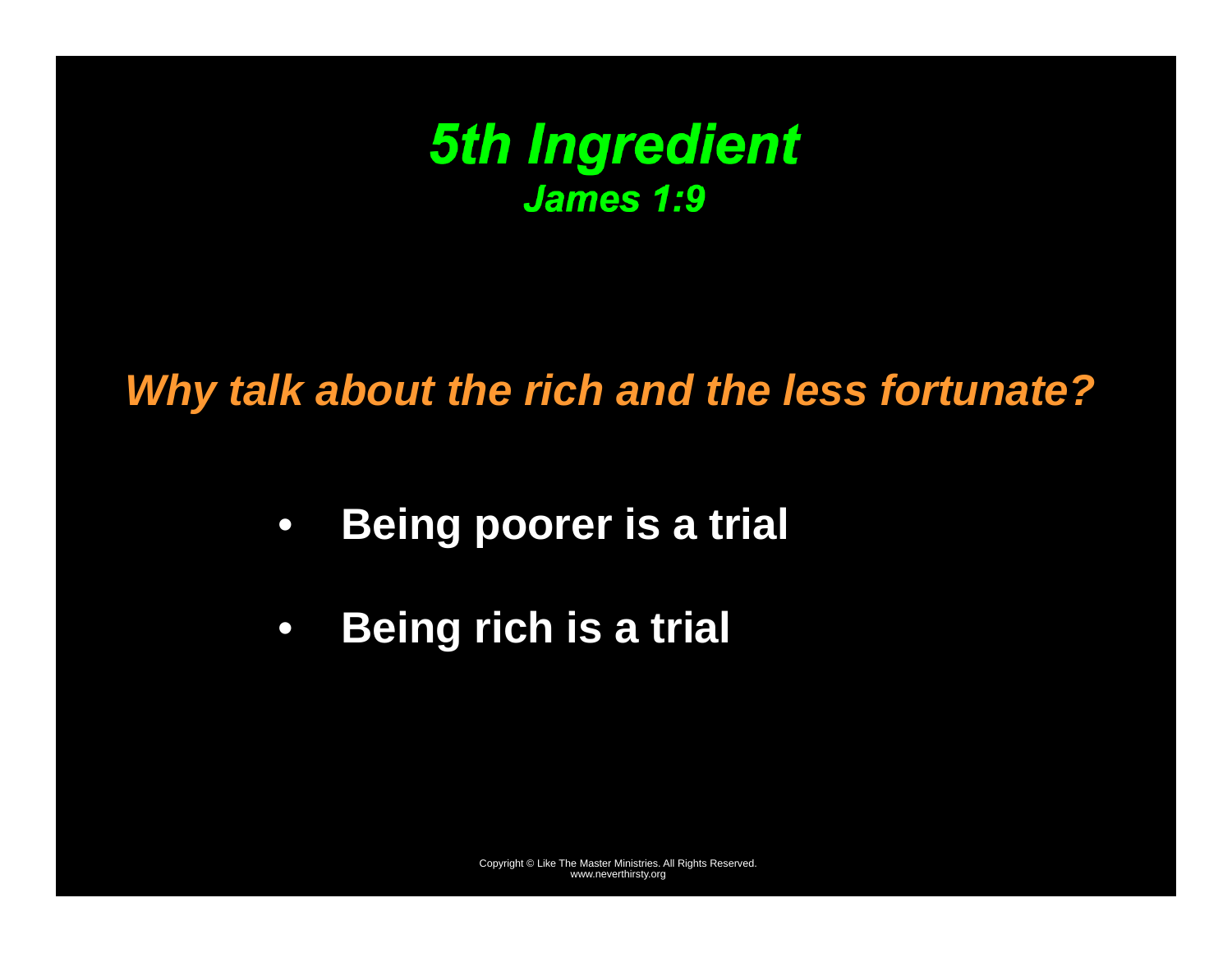# *5th Ingredient*
## *James 1:9*

***Why talk about the rich and the less fortunate?***

- **Being poorer is a trial**
- **Being rich is a trial**

Copyright © Like The Master Ministries. All Rights Reserved.
www.neverthirsty.org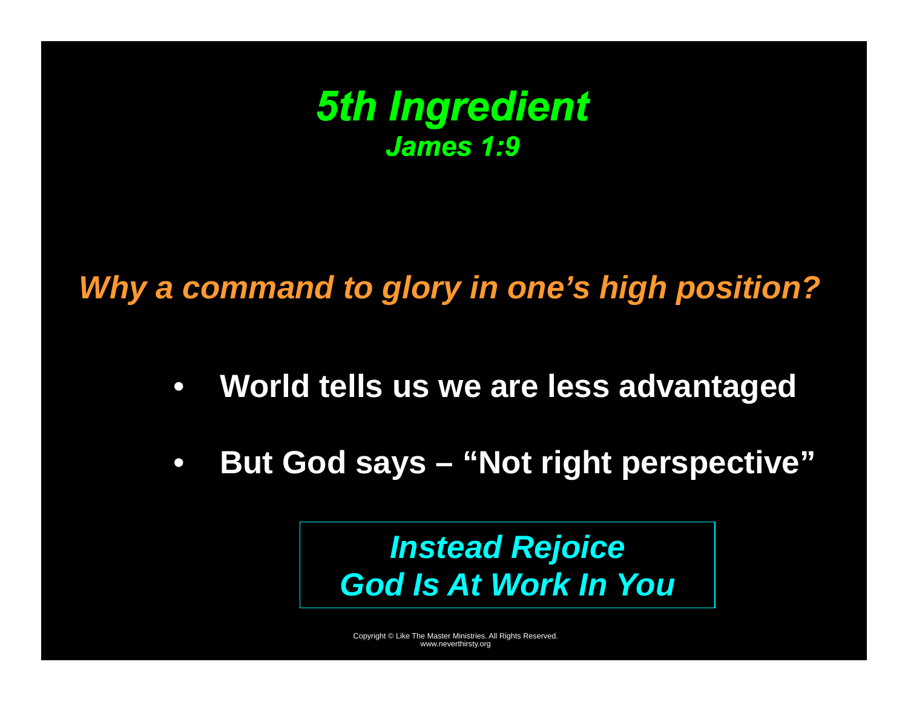# *5th Ingredient*
### *James 1:9*

*Why a command to glory in one's high position?*

- **World tells us we are less advantaged**
- **But God says – "Not right perspective"**

***Instead Rejoice***
***God Is At Work In You***

Copyright © Like The Master Ministries. All Rights Reserved.
www.neverthirsty.org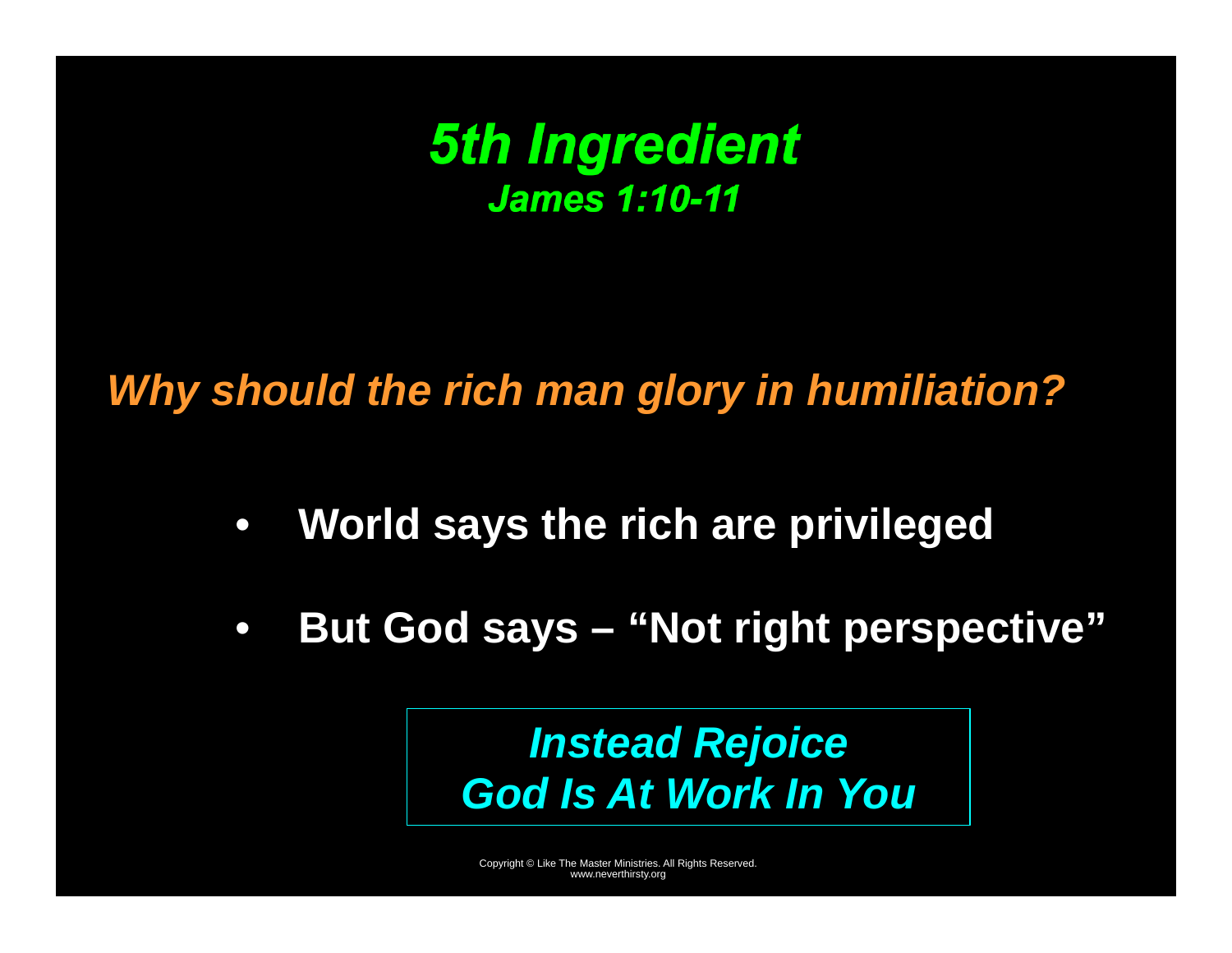# *5th Ingredient*

### *James 1:10-11*

*Why should the rich man glory in humiliation?*

- **World says the rich are privileged**
- **But God says – “Not right perspective”**

***Instead Rejoice***
***God Is At Work In You***

Copyright © Like The Master Ministries. All Rights Reserved.
www.neverthirsty.org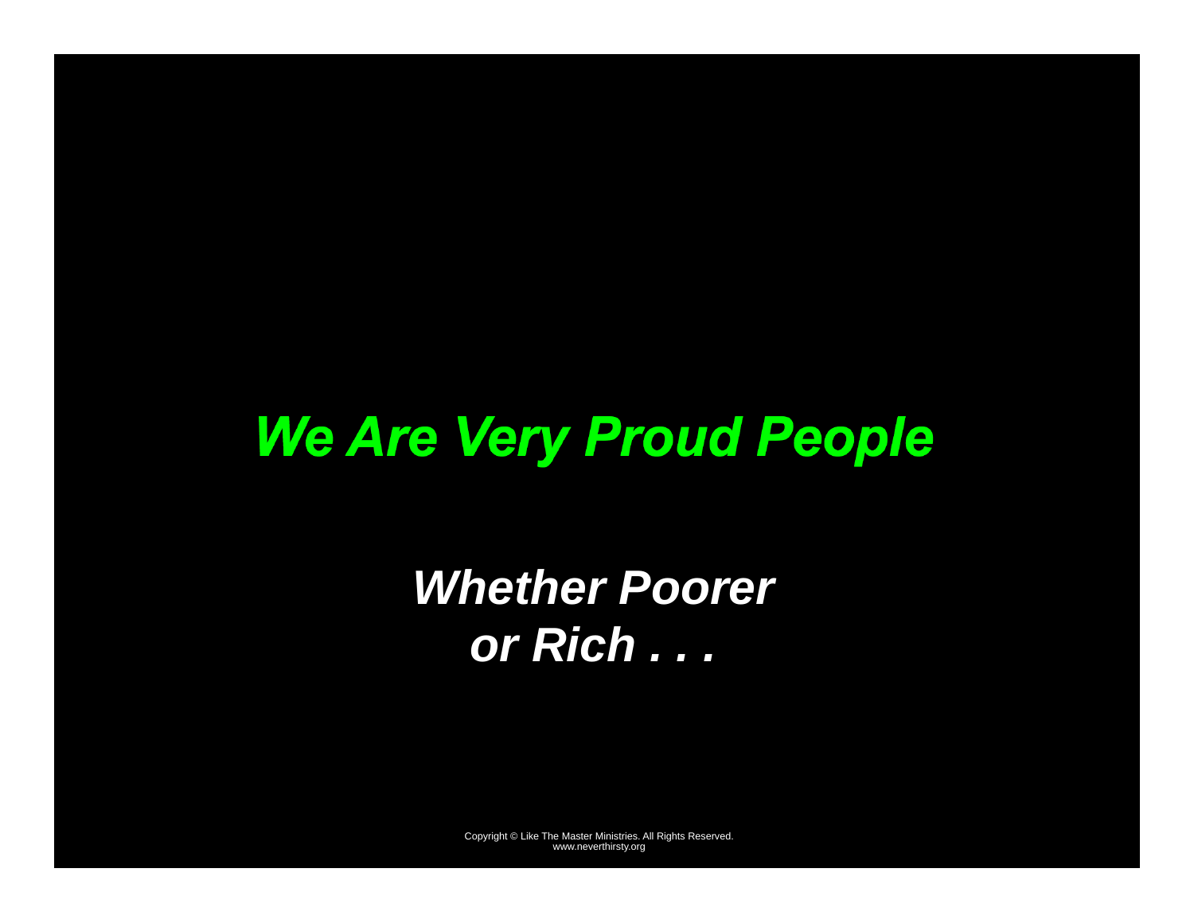# *We Are Very Proud People*

***Whether Poorer or Rich . . .***

Copyright © Like The Master Ministries. All Rights Reserved.
www.neverthirsty.org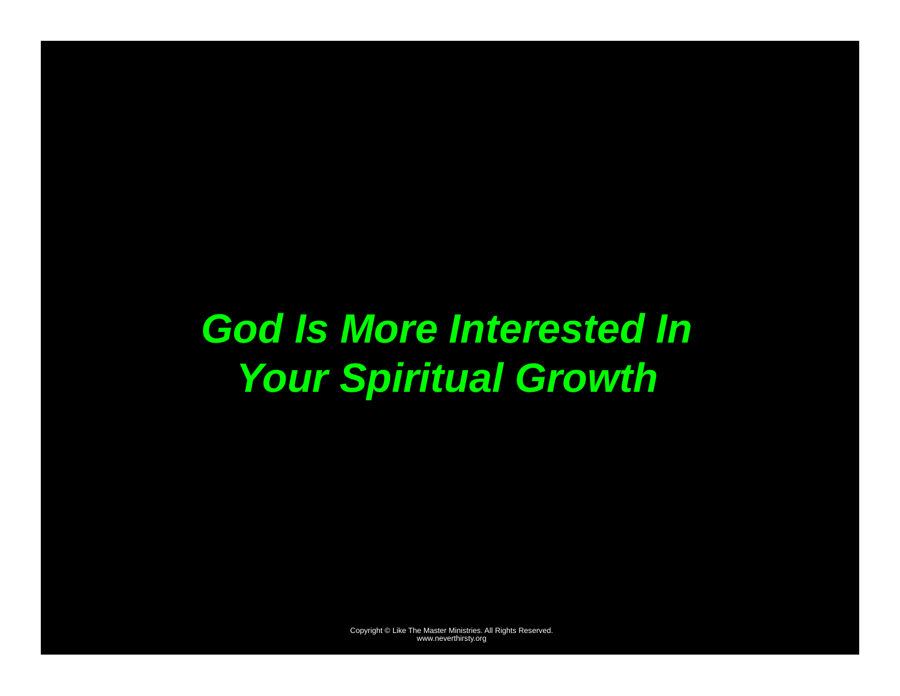***God Is More Interested In Your Spiritual Growth***

Copyright © Like The Master Ministries. All Rights Reserved.
www.neverthirsty.org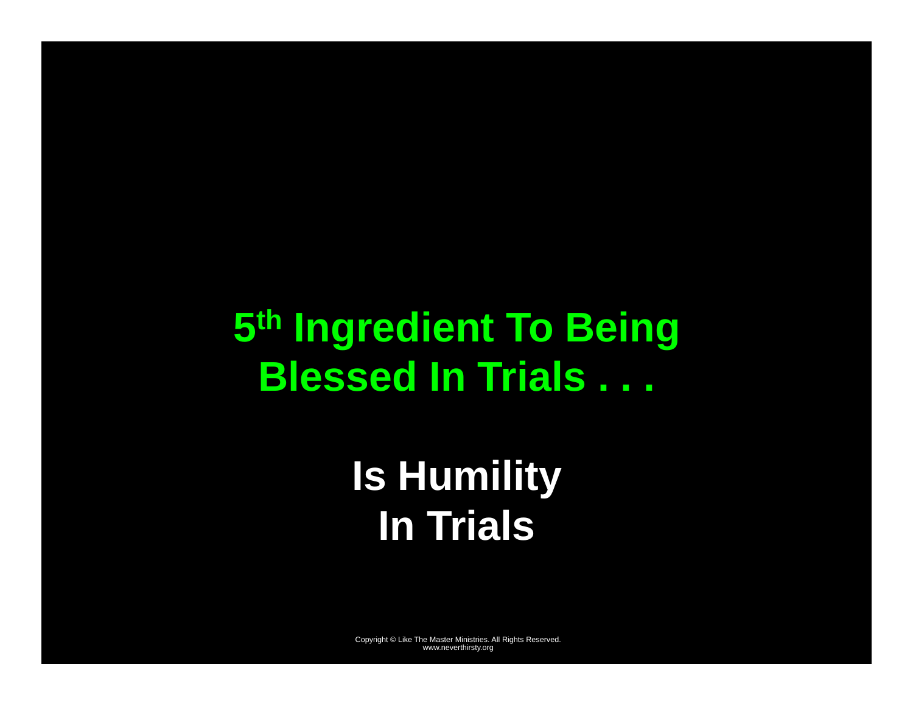# 5th Ingredient To Being Blessed In Trials . . .

## Is Humility In Trials

Copyright © Like The Master Ministries. All Rights Reserved.
www.neverthirsty.org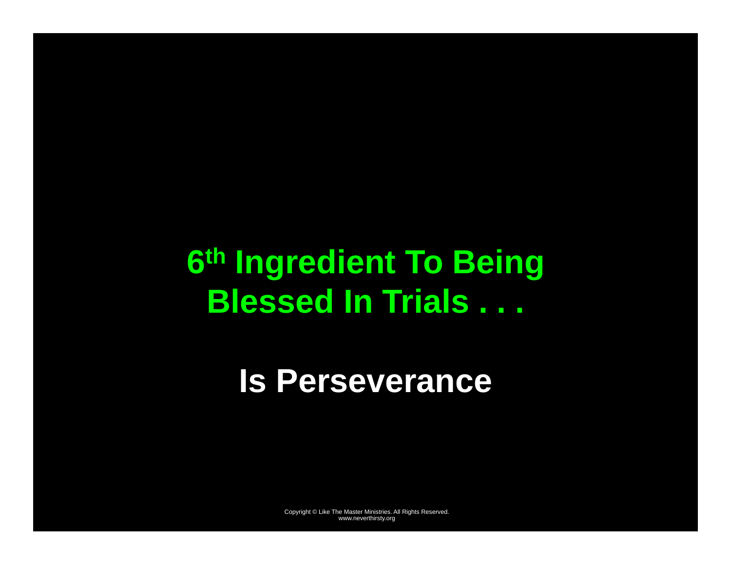# 6th Ingredient To Being Blessed In Trials . . .

## Is Perseverance

Copyright © Like The Master Ministries. All Rights Reserved.
www.neverthirsty.org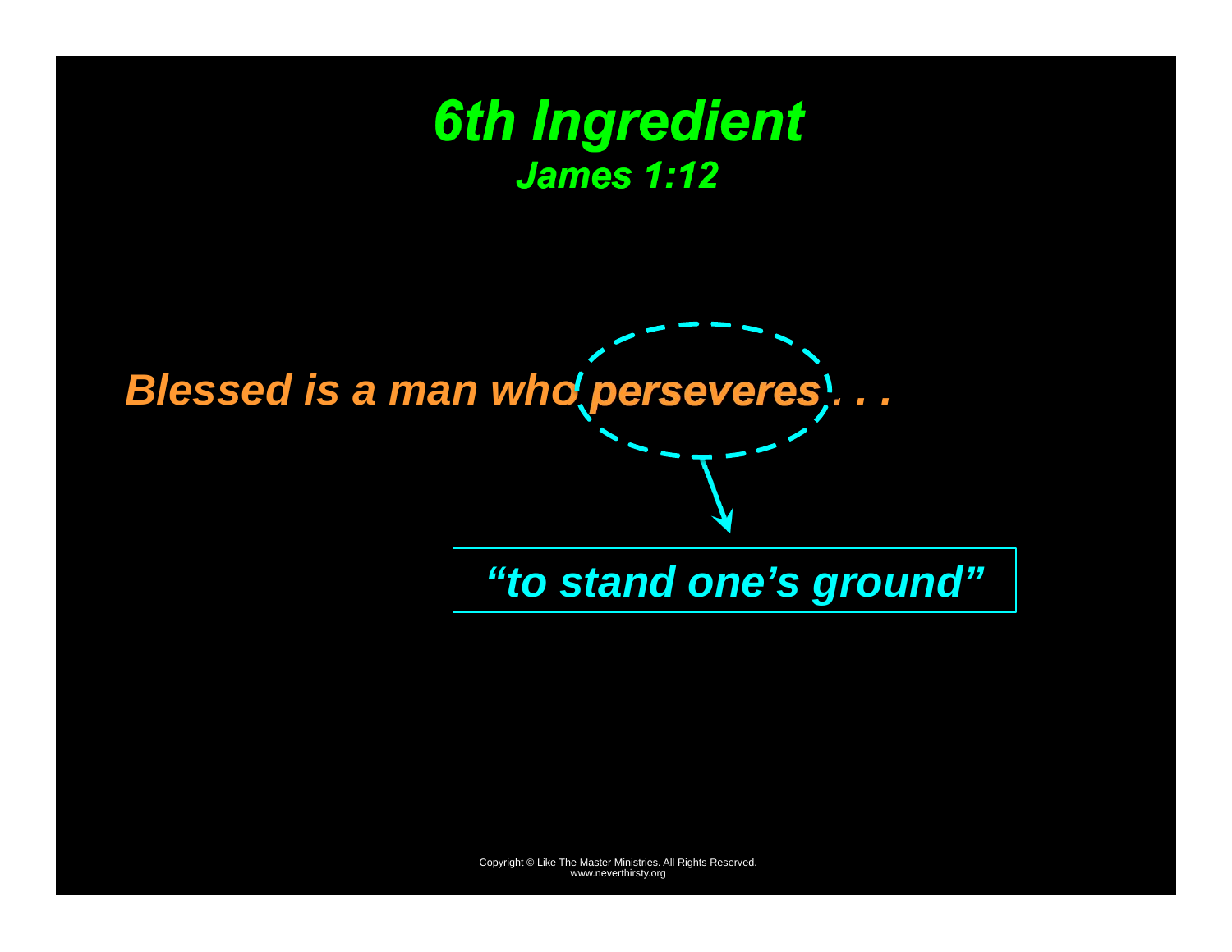# 6th Ingredient

## James 1:12

*Blessed is a man who **perseveres** . . .*

*"to stand one's ground"*

Copyright © Like The Master Ministries. All Rights Reserved.
www.neverthirsty.org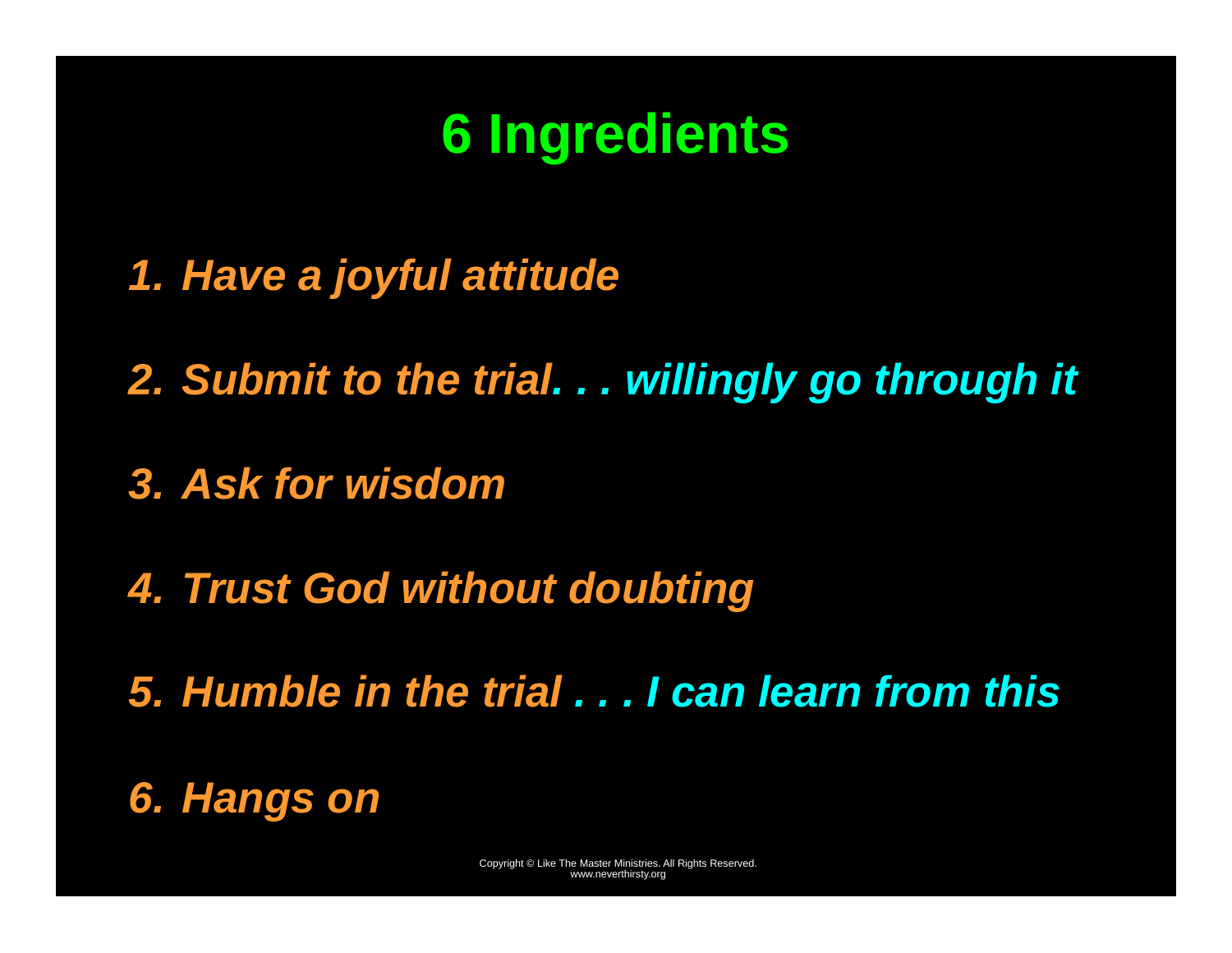# 6 Ingredients

1. *Have a joyful attitude*
2. *Submit to the trial. . . willingly go through it*
3. *Ask for wisdom*
4. *Trust God without doubting*
5. *Humble in the trial . . . I can learn from this*
6. *Hangs on*

Copyright © Like The Master Ministries. All Rights Reserved.
www.neverthirsty.org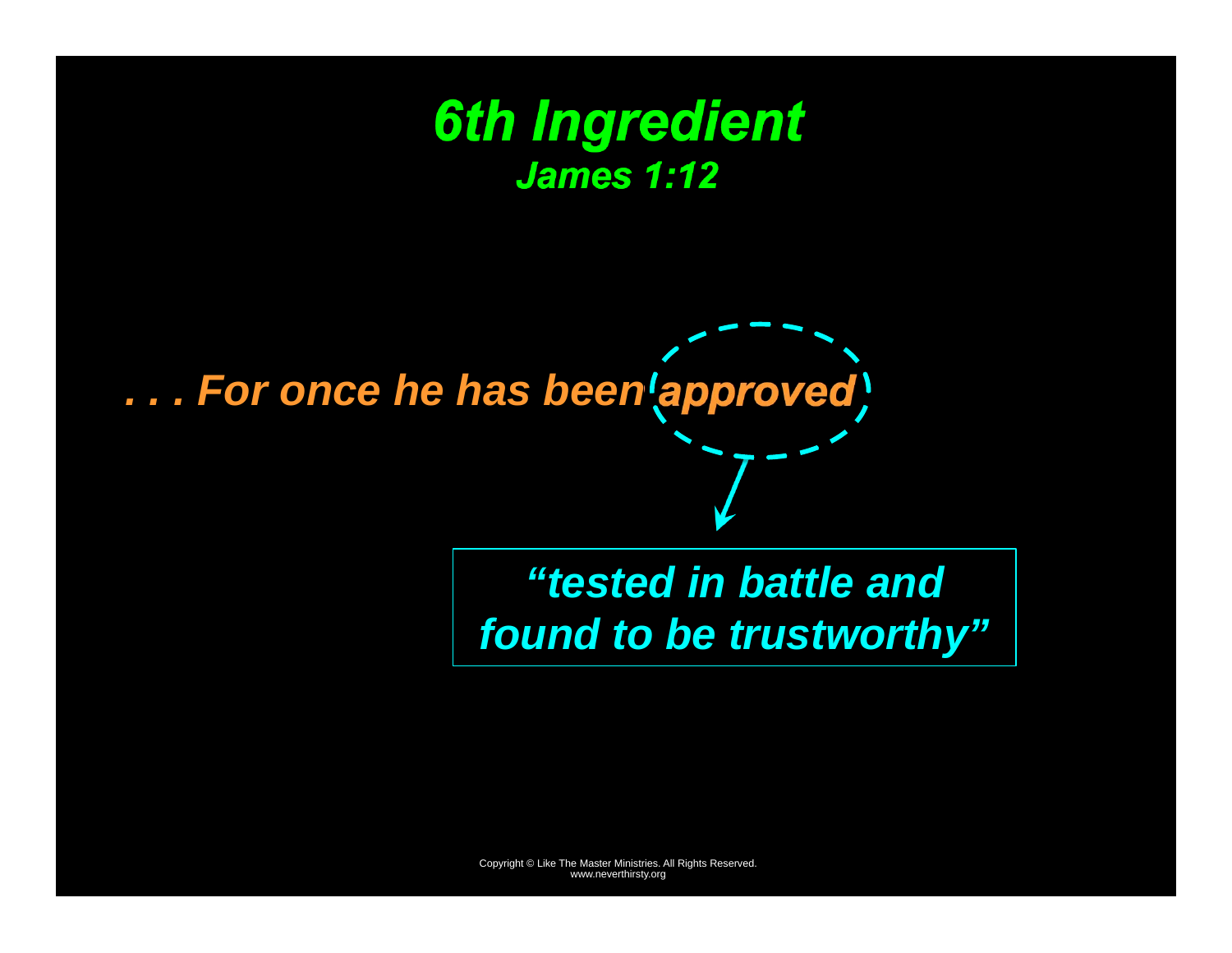# *6th Ingredient*

## *James 1:12*

***. . . For once he has been approved***

***"tested in battle and found to be trustworthy"***

Copyright © Like The Master Ministries. All Rights Reserved.
www.neverthirsty.org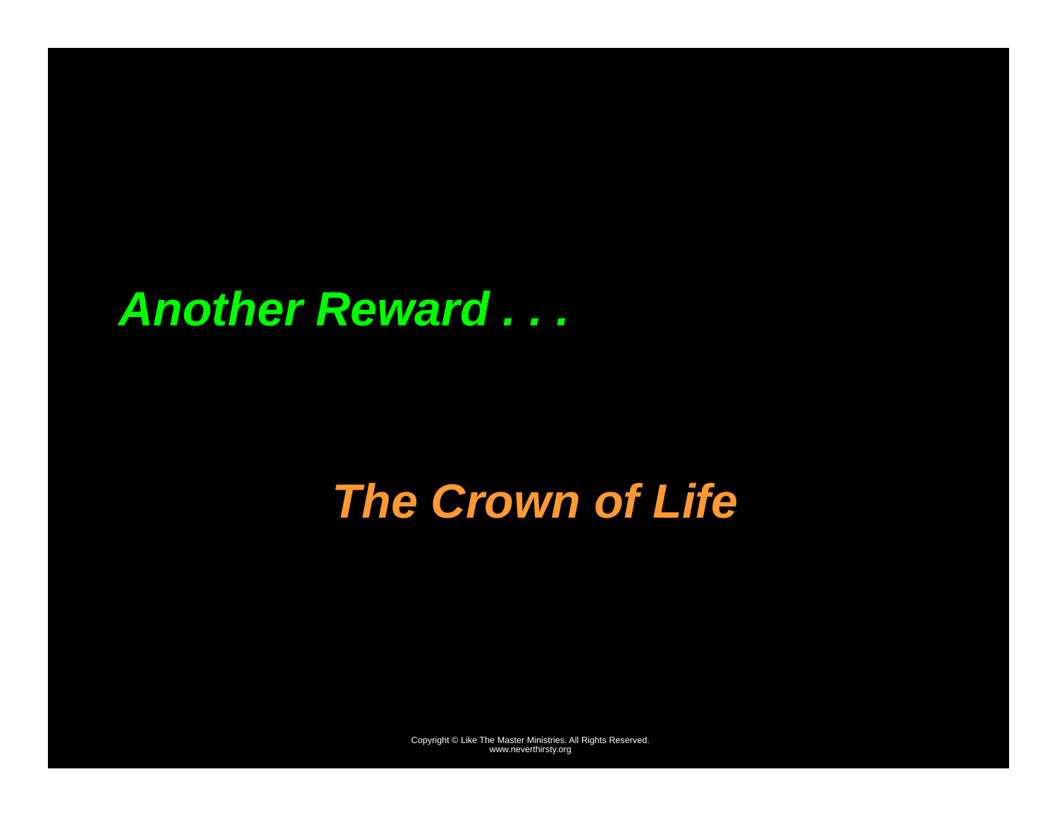***Another Reward . . .***

***The Crown of Life***

Copyright © Like The Master Ministries. All Rights Reserved.
www.neverthirsty.org